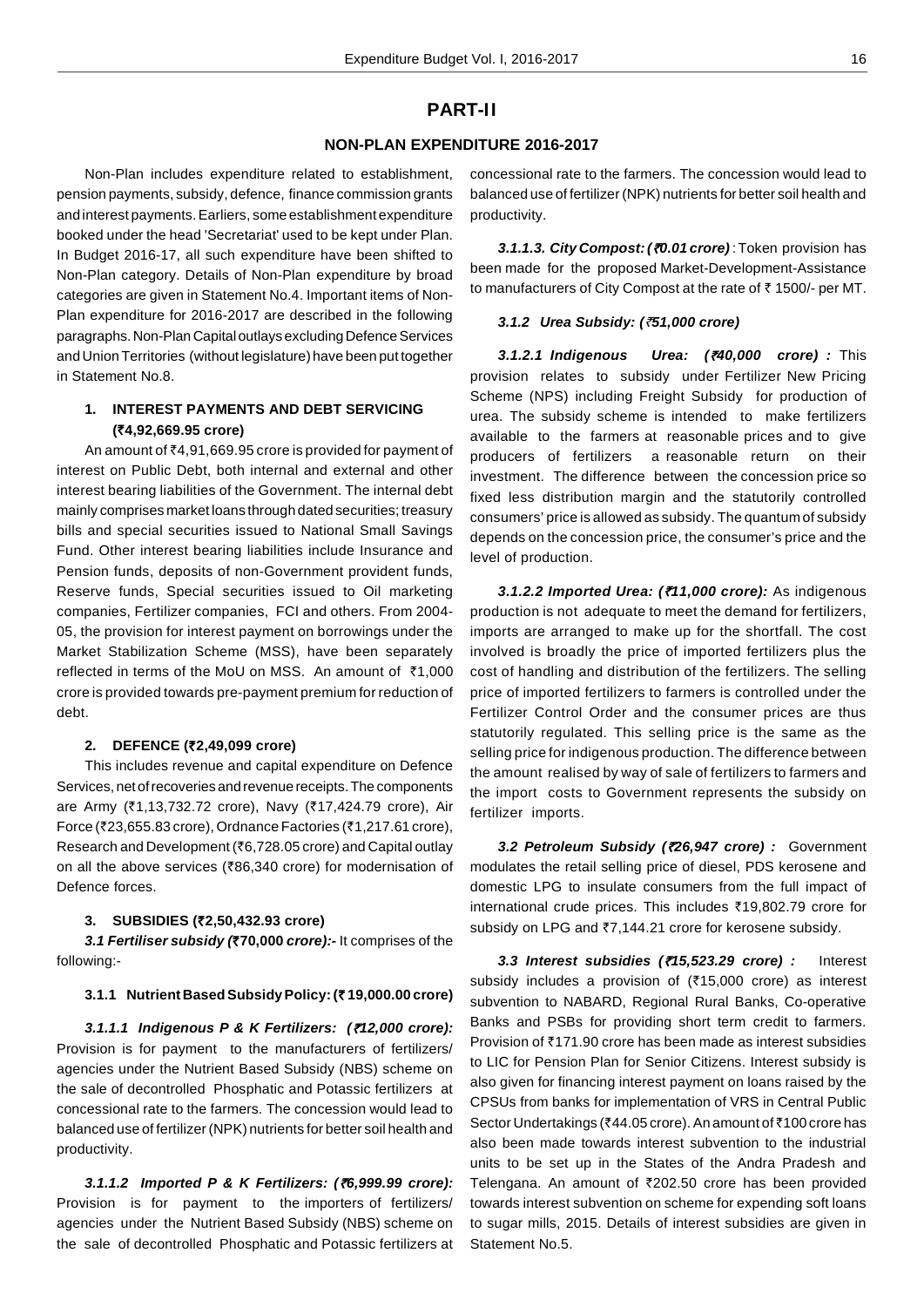# PART-II

## NON-PLAN EXPENDITURE 2016-2017

Non-Plan includes expenditure related to establishment, pension payments, subsidy, defence, finance commission grants and interest payments. Earliers, some establishment expenditure booked under the head 'Secretariat' used to be kept under Plan. In Budget 2016-17, all such expenditure have been shifted to Non-Plan category. Details of Non-Plan expenditure by broad categories are given in Statement No.4. Important items of Non-Plan expenditure for 2016-2017 are described in the following paragraphs. Non-Plan Capital outlays excluding Defence Services and Union Territories (without legislature) have been put together in Statement No.8.

### 1. INTEREST PAYMENTS AND DEBT SERVICING (₹4,92,669.95 crore)

An amount of ₹4,91,669.95 crore is provided for payment of interest on Public Debt, both internal and external and other interest bearing liabilities of the Government. The internal debt mainly comprises market loans through dated securities; treasury bills and special securities issued to National Small Savings Fund. Other interest bearing liabilities include Insurance and Pension funds, deposits of non-Government provident funds, Reserve funds, Special securities issued to Oil marketing companies, Fertilizer companies, FCI and others. From 2004-05, the provision for interest payment on borrowings under the Market Stabilization Scheme (MSS), have been separately reflected in terms of the MoU on MSS. An amount of ₹1,000 crore is provided towards pre-payment premium for reduction of debt.

### 2. DEFENCE (₹2,49,099 crore)

This includes revenue and capital expenditure on Defence Services, net of recoveries and revenue receipts. The components are Army (₹1,13,732.72 crore), Navy (₹17,424.79 crore), Air Force (₹23,655.83 crore), Ordnance Factories (₹1,217.61 crore), Research and Development (₹6,728.05 crore) and Capital outlay on all the above services (₹86,340 crore) for modernisation of Defence forces.

### 3. SUBSIDIES (₹2,50,432.93 crore)

***3.1 Fertiliser subsidy (₹70,000 crore):-*** It comprises of the following:-

**3.1.1 Nutrient Based Subsidy Policy: (₹ 19,000.00 crore)**

***3.1.1.1 Indigenous P & K Fertilizers: (₹12,000 crore):*** Provision is for payment to the manufacturers of fertilizers/ agencies under the Nutrient Based Subsidy (NBS) scheme on the sale of decontrolled Phosphatic and Potassic fertilizers at concessional rate to the farmers. The concession would lead to balanced use of fertilizer (NPK) nutrients for better soil health and productivity.

***3.1.1.2 Imported P & K Fertilizers: (₹6,999.99 crore):*** Provision is for payment to the importers of fertilizers/ agencies under the Nutrient Based Subsidy (NBS) scheme on the sale of decontrolled Phosphatic and Potassic fertilizers at concessional rate to the farmers. The concession would lead to balanced use of fertilizer (NPK) nutrients for better soil health and productivity.

***3.1.1.3. City Compost: (₹0.01 crore)*** : Token provision has been made for the proposed Market-Development-Assistance to manufacturers of City Compost at the rate of ₹ 1500/- per MT.

***3.1.2 Urea Subsidy: (₹51,000 crore)***

***3.1.2.1 Indigenous Urea: (₹40,000 crore) :*** This provision relates to subsidy under Fertilizer New Pricing Scheme (NPS) including Freight Subsidy for production of urea. The subsidy scheme is intended to make fertilizers available to the farmers at reasonable prices and to give producers of fertilizers a reasonable return on their investment. The difference between the concession price so fixed less distribution margin and the statutorily controlled consumers' price is allowed as subsidy. The quantum of subsidy depends on the concession price, the consumer's price and the level of production.

***3.1.2.2 Imported Urea: (₹11,000 crore):*** As indigenous production is not adequate to meet the demand for fertilizers, imports are arranged to make up for the shortfall. The cost involved is broadly the price of imported fertilizers plus the cost of handling and distribution of the fertilizers. The selling price of imported fertilizers to farmers is controlled under the Fertilizer Control Order and the consumer prices are thus statutorily regulated. This selling price is the same as the selling price for indigenous production. The difference between the amount realised by way of sale of fertilizers to farmers and the import costs to Government represents the subsidy on fertilizer imports.

***3.2 Petroleum Subsidy (₹26,947 crore) :*** Government modulates the retail selling price of diesel, PDS kerosene and domestic LPG to insulate consumers from the full impact of international crude prices. This includes ₹19,802.79 crore for subsidy on LPG and ₹7,144.21 crore for kerosene subsidy.

***3.3 Interest subsidies (₹15,523.29 crore) :*** Interest subsidy includes a provision of (₹15,000 crore) as interest subvention to NABARD, Regional Rural Banks, Co-operative Banks and PSBs for providing short term credit to farmers. Provision of ₹171.90 crore has been made as interest subsidies to LIC for Pension Plan for Senior Citizens. Interest subsidy is also given for financing interest payment on loans raised by the CPSUs from banks for implementation of VRS in Central Public Sector Undertakings (₹44.05 crore). An amount of ₹100 crore has also been made towards interest subvention to the industrial units to be set up in the States of the Andra Pradesh and Telengana. An amount of ₹202.50 crore has been provided towards interest subvention on scheme for expending soft loans to sugar mills, 2015. Details of interest subsidies are given in Statement No.5.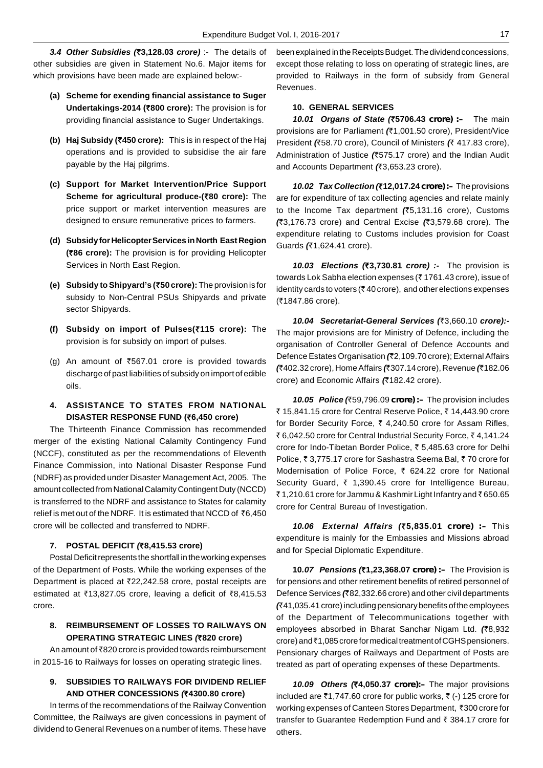***3.4 Other Subsidies (₹3,128.03 crore)*** :- The details of other subsidies are given in Statement No.6. Major items for which provisions have been made are explained below:-

**(a) Scheme for exending financial assistance to Suger Undertakings-2014 (₹800 crore):** The provision is for providing financial assistance to Suger Undertakings.

**(b) Haj Subsidy (₹450 crore):** This is in respect of the Haj operations and is provided to subsidise the air fare payable by the Haj pilgrims.

**(c) Support for Market Intervention/Price Support Scheme for agricultural produce-(₹80 crore):** The price support or market intervention measures are designed to ensure remunerative prices to farmers.

**(d) Subsidy for Helicopter Services in North East Region (₹86 crore):** The provision is for providing Helicopter Services in North East Region.

**(e) Subsidy to Shipyard's (₹50 crore):** The provision is for subsidy to Non-Central PSUs Shipyards and private sector Shipyards.

**(f) Subsidy on import of Pulses(₹115 crore):** The provision is for subsidy on import of pulses.

(g) An amount of ₹567.01 crore is provided towards discharge of past liabilities of subsidy on import of edible oils.

### 4. ASSISTANCE TO STATES FROM NATIONAL DISASTER RESPONSE FUND (₹6,450 crore)

The Thirteenth Finance Commission has recommended merger of the existing National Calamity Contingency Fund (NCCF), constituted as per the recommendations of Eleventh Finance Commission, into National Disaster Response Fund (NDRF) as provided under Disaster Management Act, 2005. The amount collected from National Calamity Contingent Duty (NCCD) is transferred to the NDRF and assistance to States for calamity relief is met out of the NDRF. It is estimated that NCCD of ₹6,450 crore will be collected and transferred to NDRF.

### 7. POSTAL DEFICIT *(*₹8,415.53 crore)

Postal Deficit represents the shortfall in the working expenses of the Department of Posts. While the working expenses of the Department is placed at ₹22,242.58 crore, postal receipts are estimated at ₹13,827.05 crore, leaving a deficit of ₹8,415.53 crore.

### 8. REIMBURSEMENT OF LOSSES TO RAILWAYS ON OPERATING STRATEGIC LINES *(*₹820 crore)

An amount of ₹820 crore is provided towards reimbursement in 2015-16 to Railways for losses on operating strategic lines.

### 9. SUBSIDIES TO RAILWAYS FOR DIVIDEND RELIEF AND OTHER CONCESSIONS *(*₹4300.80 crore)

In terms of the recommendations of the Railway Convention Committee, the Railways are given concessions in payment of dividend to General Revenues on a number of items. These have been explained in the Receipts Budget. The dividend concessions, except those relating to loss on operating of strategic lines, are provided to Railways in the form of subsidy from General Revenues.

### 10. GENERAL SERVICES

***10.01 Organs of State (₹5706.43 crore) :–*** The main provisions are for Parliament *(*₹1,001.50 crore), President/Vice President *(*₹58.70 crore), Council of Ministers *(*₹ 417.83 crore), Administration of Justice *(*₹575.17 crore) and the Indian Audit and Accounts Department *(*₹3,653.23 crore).

***10.02 Tax Collection (₹12,017.24 crore) :–*** The provisions are for expenditure of tax collecting agencies and relate mainly to the Income Tax department *(*₹5,131.16 crore), Customs *(*₹3,176.73 crore) and Central Excise *(*₹3,579.68 crore). The expenditure relating to Customs includes provision for Coast Guards *(*₹1,624.41 crore).

***10.03 Elections (₹3,730.81 crore) :-*** The provision is towards Lok Sabha election expenses (₹ 1761.43 crore), issue of identity cards to voters (₹ 40 crore), and other elections expenses (₹1847.86 crore).

***10.04 Secretariat-General Services (₹3,660.10 crore):-*** The major provisions are for Ministry of Defence, including the organisation of Controller General of Defence Accounts and Defence Estates Organisation *(*₹2,109.70 crore); External Affairs *(*₹402.32 crore), Home Affairs *(*₹307.14 crore), Revenue *(*₹182.06 crore) and Economic Affairs *(*₹182.42 crore).

***10.05 Police (₹59,796.09 crore) :–*** The provision includes ₹ 15,841.15 crore for Central Reserve Police, ₹ 14,443.90 crore for Border Security Force, ₹ 4,240.50 crore for Assam Rifles, ₹ 6,042.50 crore for Central Industrial Security Force, ₹ 4,141.24 crore for Indo-Tibetan Border Police, ₹ 5,485.63 crore for Delhi Police, ₹ 3,775.17 crore for Sashastra Seema Bal, ₹ 70 crore for Modernisation of Police Force, ₹ 624.22 crore for National Security Guard, ₹ 1,390.45 crore for Intelligence Bureau, ₹ 1,210.61 crore for Jammu & Kashmir Light Infantry and ₹ 650.65 crore for Central Bureau of Investigation.

***10.06 External Affairs (₹5,835.01 crore) :–*** This expenditure is mainly for the Embassies and Missions abroad and for Special Diplomatic Expenditure.

***10.07 Pensions (₹1,23,368.07 crore) :–*** The Provision is for pensions and other retirement benefits of retired personnel of Defence Services *(*₹82,332.66 crore) and other civil departments *(*₹41,035.41 crore) including pensionary benefits of the employees of the Department of Telecommunications together with employees absorbed in Bharat Sanchar Nigam Ltd. *(*₹8,932 crore) and ₹1,085 crore for medical treatment of CGHS pensioners. Pensionary charges of Railways and Department of Posts are treated as part of operating expenses of these Departments.

***10.09 Others (₹4,050.37 crore):–*** The major provisions included are ₹1,747.60 crore for public works, ₹ (-) 125 crore for working expenses of Canteen Stores Department, ₹300 crore for transfer to Guarantee Redemption Fund and ₹ 384.17 crore for others.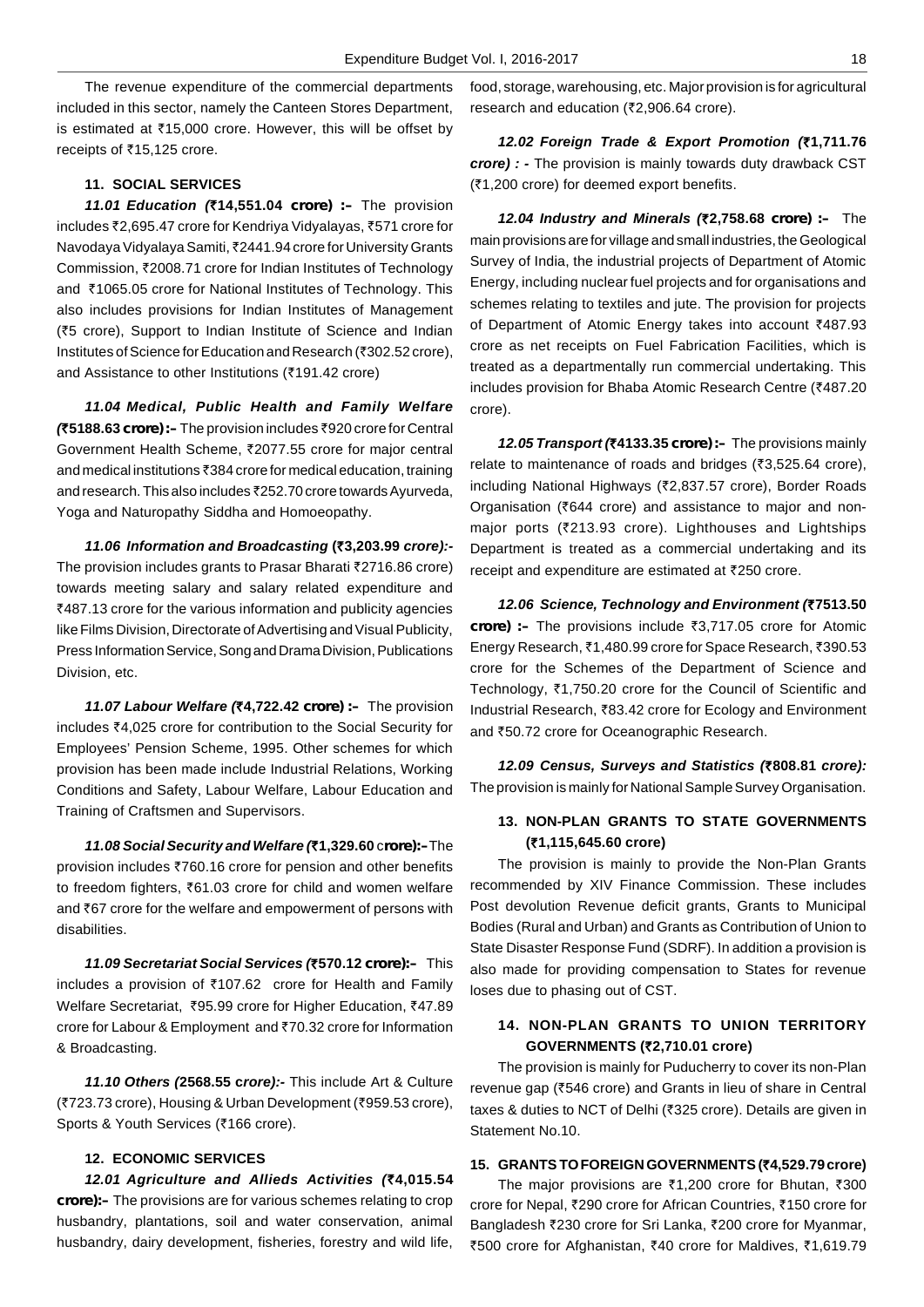The revenue expenditure of the commercial departments included in this sector, namely the Canteen Stores Department, is estimated at ₹15,000 crore. However, this will be offset by receipts of ₹15,125 crore.

### 11. SOCIAL SERVICES

***11.01 Education (*₹14,551.04 crore) :–** The provision includes ₹2,695.47 crore for Kendriya Vidyalayas, ₹571 crore for Navodaya Vidyalaya Samiti, ₹2441.94 crore for University Grants Commission, ₹2008.71 crore for Indian Institutes of Technology and ₹1065.05 crore for National Institutes of Technology. This also includes provisions for Indian Institutes of Management (₹5 crore), Support to Indian Institute of Science and Indian Institutes of Science for Education and Research (₹302.52 crore), and Assistance to other Institutions (₹191.42 crore)

***11.04 Medical, Public Health and Family Welfare (*₹5188.63 crore):–** The provision includes ₹920 crore for Central Government Health Scheme, ₹2077.55 crore for major central and medical institutions ₹384 crore for medical education, training and research. This also includes ₹252.70 crore towards Ayurveda, Yoga and Naturopathy Siddha and Homoeopathy.

***11.06 Information and Broadcasting* (₹3,203.99 *crore):-*** The provision includes grants to Prasar Bharati ₹2716.86 crore) towards meeting salary and salary related expenditure and ₹487.13 crore for the various information and publicity agencies like Films Division, Directorate of Advertising and Visual Publicity, Press Information Service, Song and Drama Division, Publications Division, etc.

***11.07 Labour Welfare (*₹4,722.42 crore) :–** The provision includes ₹4,025 crore for contribution to the Social Security for Employees' Pension Scheme, 1995. Other schemes for which provision has been made include Industrial Relations, Working Conditions and Safety, Labour Welfare, Labour Education and Training of Craftsmen and Supervisors.

***11.08 Social Security and Welfare (*₹1,329.60 crore):–** The provision includes ₹760.16 crore for pension and other benefits to freedom fighters, ₹61.03 crore for child and women welfare and ₹67 crore for the welfare and empowerment of persons with disabilities.

***11.09 Secretariat Social Services (*₹570.12 crore):–** This includes a provision of ₹107.62 crore for Health and Family Welfare Secretariat, ₹95.99 crore for Higher Education, ₹47.89 crore for Labour & Employment and ₹70.32 crore for Information & Broadcasting.

***11.10 Others (*2568.55 *crore):-*** This include Art & Culture (₹723.73 crore), Housing & Urban Development (₹959.53 crore), Sports & Youth Services (₹166 crore).

### 12. ECONOMIC SERVICES

***12.01 Agriculture and Allieds Activities (*₹4,015.54 crore):–** The provisions are for various schemes relating to crop husbandry, plantations, soil and water conservation, animal husbandry, dairy development, fisheries, forestry and wild life, food, storage, warehousing, etc. Major provision is for agricultural research and education (₹2,906.64 crore).

***12.02 Foreign Trade & Export Promotion (*₹1,711.76 *crore) : -*** The provision is mainly towards duty drawback CST (₹1,200 crore) for deemed export benefits.

***12.04 Industry and Minerals (*₹2,758.68 crore) :–** The main provisions are for village and small industries, the Geological Survey of India, the industrial projects of Department of Atomic Energy, including nuclear fuel projects and for organisations and schemes relating to textiles and jute. The provision for projects of Department of Atomic Energy takes into account ₹487.93 crore as net receipts on Fuel Fabrication Facilities, which is treated as a departmentally run commercial undertaking. This includes provision for Bhaba Atomic Research Centre (₹487.20 crore).

***12.05 Transport (*₹4133.35 crore) :–** The provisions mainly relate to maintenance of roads and bridges (₹3,525.64 crore), including National Highways (₹2,837.57 crore), Border Roads Organisation (₹644 crore) and assistance to major and non-major ports (₹213.93 crore). Lighthouses and Lightships Department is treated as a commercial undertaking and its receipt and expenditure are estimated at ₹250 crore.

***12.06 Science, Technology and Environment (*₹7513.50 crore) :–** The provisions include ₹3,717.05 crore for Atomic Energy Research, ₹1,480.99 crore for Space Research, ₹390.53 crore for the Schemes of the Department of Science and Technology, ₹1,750.20 crore for the Council of Scientific and Industrial Research, ₹83.42 crore for Ecology and Environment and ₹50.72 crore for Oceanographic Research.

***12.09 Census, Surveys and Statistics (*₹808.81 *crore):*** The provision is mainly for National Sample Survey Organisation.

### 13. NON-PLAN GRANTS TO STATE GOVERNMENTS (₹1,115,645.60 crore)

The provision is mainly to provide the Non-Plan Grants recommended by XIV Finance Commission. These includes Post devolution Revenue deficit grants, Grants to Municipal Bodies (Rural and Urban) and Grants as Contribution of Union to State Disaster Response Fund (SDRF). In addition a provision is also made for providing compensation to States for revenue loses due to phasing out of CST.

### 14. NON-PLAN GRANTS TO UNION TERRITORY GOVERNMENTS (₹2,710.01 crore)

The provision is mainly for Puducherry to cover its non-Plan revenue gap (₹546 crore) and Grants in lieu of share in Central taxes & duties to NCT of Delhi (₹325 crore). Details are given in Statement No.10.

### 15. GRANTS TO FOREIGN GOVERNMENTS (₹4,529.79 crore)

The major provisions are ₹1,200 crore for Bhutan, ₹300 crore for Nepal, ₹290 crore for African Countries, ₹150 crore for Bangladesh ₹230 crore for Sri Lanka, ₹200 crore for Myanmar, ₹500 crore for Afghanistan, ₹40 crore for Maldives, ₹1,619.79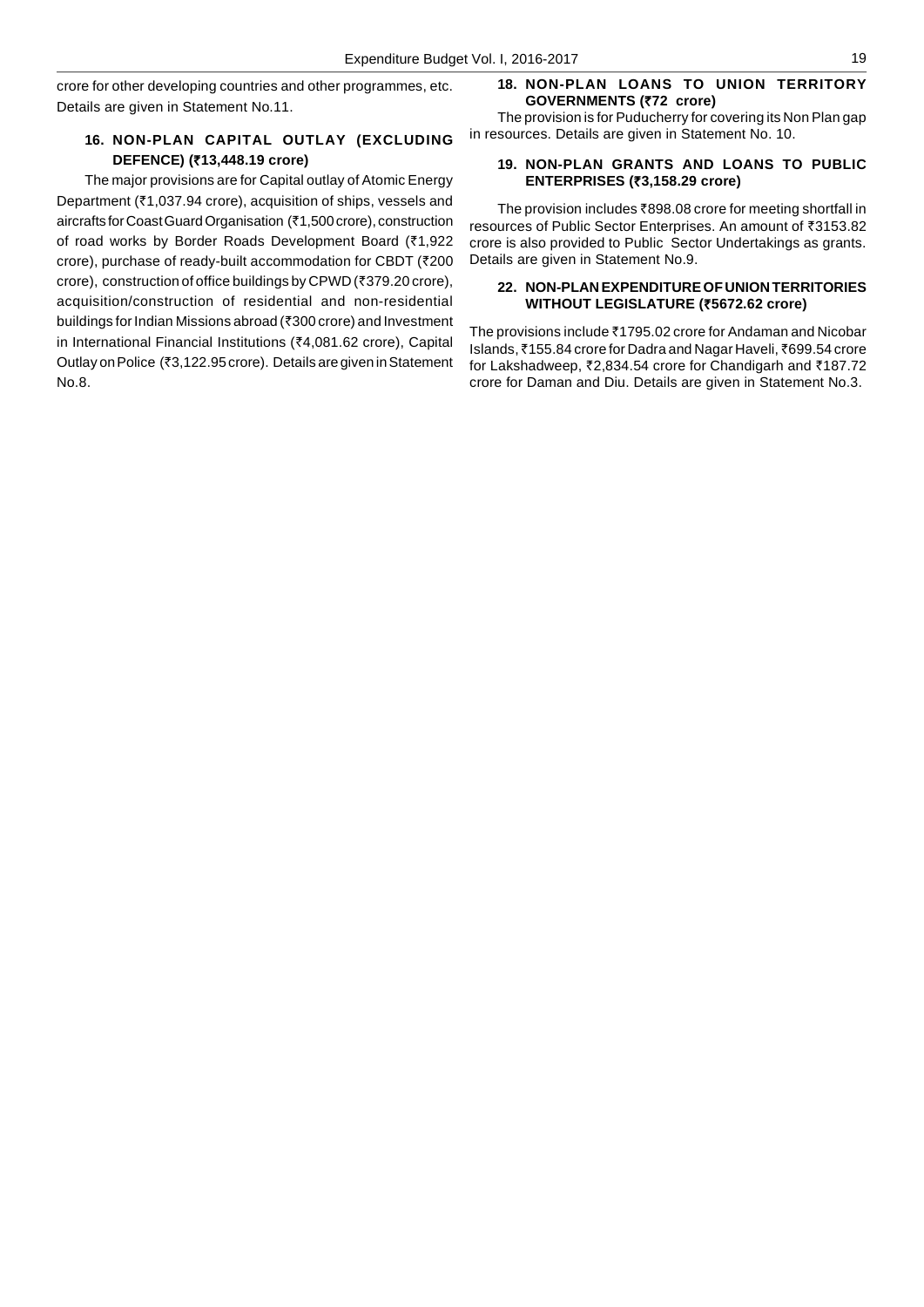crore for other developing countries and other programmes, etc. Details are given in Statement No.11.

### 16. NON-PLAN CAPITAL OUTLAY (EXCLUDING DEFENCE) (₹13,448.19 crore)

The major provisions are for Capital outlay of Atomic Energy Department (₹1,037.94 crore), acquisition of ships, vessels and aircrafts for Coast Guard Organisation (₹1,500 crore), construction of road works by Border Roads Development Board (₹1,922 crore), purchase of ready-built accommodation for CBDT (₹200 crore), construction of office buildings by CPWD (₹379.20 crore), acquisition/construction of residential and non-residential buildings for Indian Missions abroad (₹300 crore) and Investment in International Financial Institutions (₹4,081.62 crore), Capital Outlay on Police (₹3,122.95 crore). Details are given in Statement No.8.

### 18. NON-PLAN LOANS TO UNION TERRITORY GOVERNMENTS (₹72 crore)

The provision is for Puducherry for covering its Non Plan gap in resources. Details are given in Statement No. 10.

### 19. NON-PLAN GRANTS AND LOANS TO PUBLIC ENTERPRISES (₹3,158.29 crore)

The provision includes ₹898.08 crore for meeting shortfall in resources of Public Sector Enterprises. An amount of ₹3153.82 crore is also provided to Public Sector Undertakings as grants. Details are given in Statement No.9.

### 22. NON-PLAN EXPENDITURE OF UNION TERRITORIES WITHOUT LEGISLATURE (₹5672.62 crore)

The provisions include ₹1795.02 crore for Andaman and Nicobar Islands, ₹155.84 crore for Dadra and Nagar Haveli, ₹699.54 crore for Lakshadweep, ₹2,834.54 crore for Chandigarh and ₹187.72 crore for Daman and Diu. Details are given in Statement No.3.